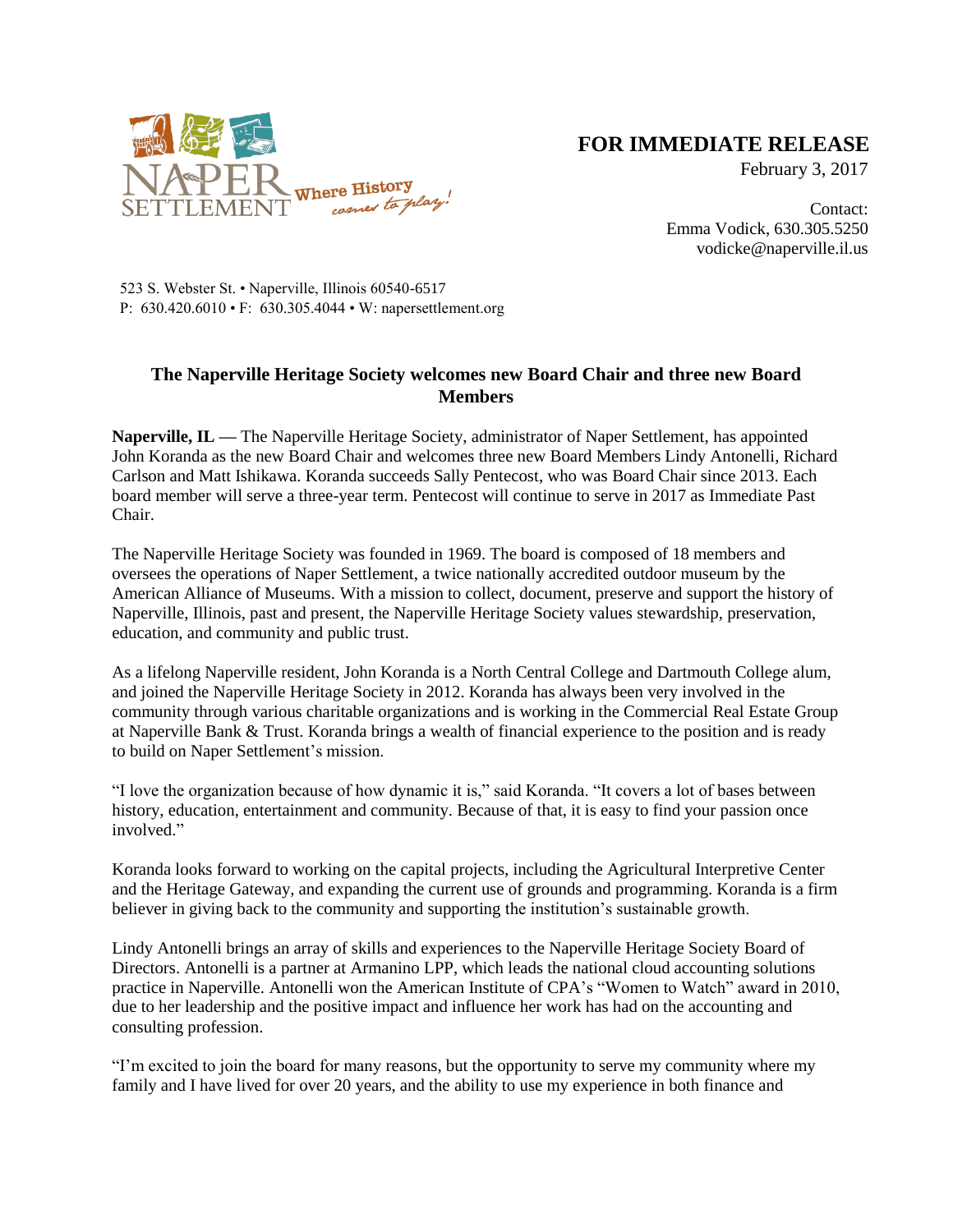Naper Settlement — Where History comes to play!

**FOR IMMEDIATE RELEASE**

February 3, 2017

Contact:
Emma Vodick, 630.305.5250
vodicke@naperville.il.us

523 S. Webster St. • Naperville, Illinois 60540-6517
P: 630.420.6010 • F: 630.305.4044 • W: napersettlement.org

## The Naperville Heritage Society welcomes new Board Chair and three new Board Members

**Naperville, IL** — The Naperville Heritage Society, administrator of Naper Settlement, has appointed John Koranda as the new Board Chair and welcomes three new Board Members Lindy Antonelli, Richard Carlson and Matt Ishikawa. Koranda succeeds Sally Pentecost, who was Board Chair since 2013. Each board member will serve a three-year term. Pentecost will continue to serve in 2017 as Immediate Past Chair.

The Naperville Heritage Society was founded in 1969. The board is composed of 18 members and oversees the operations of Naper Settlement, a twice nationally accredited outdoor museum by the American Alliance of Museums. With a mission to collect, document, preserve and support the history of Naperville, Illinois, past and present, the Naperville Heritage Society values stewardship, preservation, education, and community and public trust.

As a lifelong Naperville resident, John Koranda is a North Central College and Dartmouth College alum, and joined the Naperville Heritage Society in 2012. Koranda has always been very involved in the community through various charitable organizations and is working in the Commercial Real Estate Group at Naperville Bank & Trust. Koranda brings a wealth of financial experience to the position and is ready to build on Naper Settlement's mission.

"I love the organization because of how dynamic it is," said Koranda. "It covers a lot of bases between history, education, entertainment and community. Because of that, it is easy to find your passion once involved."

Koranda looks forward to working on the capital projects, including the Agricultural Interpretive Center and the Heritage Gateway, and expanding the current use of grounds and programming. Koranda is a firm believer in giving back to the community and supporting the institution's sustainable growth.

Lindy Antonelli brings an array of skills and experiences to the Naperville Heritage Society Board of Directors. Antonelli is a partner at Armanino LPP, which leads the national cloud accounting solutions practice in Naperville. Antonelli won the American Institute of CPA's "Women to Watch" award in 2010, due to her leadership and the positive impact and influence her work has had on the accounting and consulting profession.

"I'm excited to join the board for many reasons, but the opportunity to serve my community where my family and I have lived for over 20 years, and the ability to use my experience in both finance and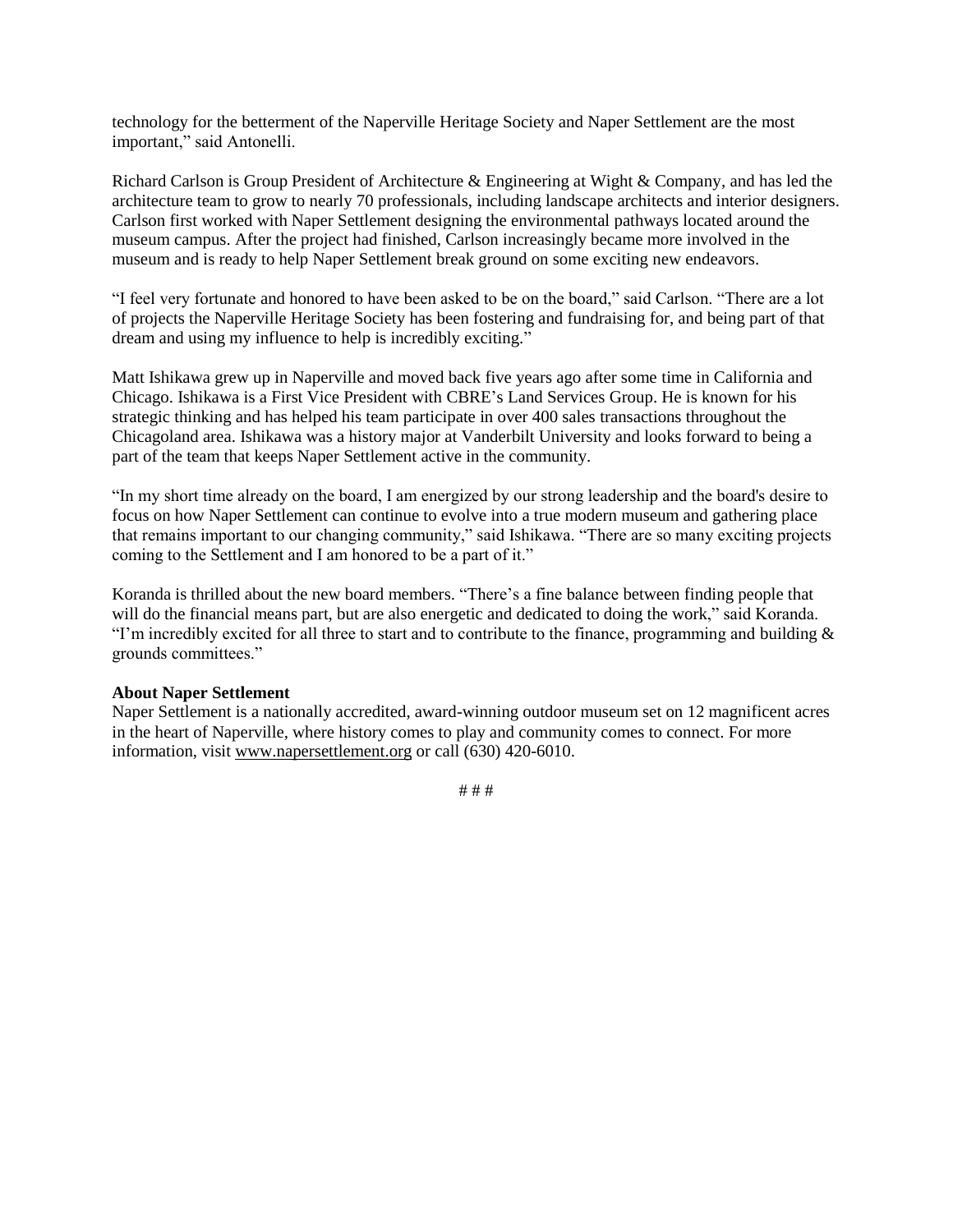technology for the betterment of the Naperville Heritage Society and Naper Settlement are the most important," said Antonelli.

Richard Carlson is Group President of Architecture & Engineering at Wight & Company, and has led the architecture team to grow to nearly 70 professionals, including landscape architects and interior designers. Carlson first worked with Naper Settlement designing the environmental pathways located around the museum campus. After the project had finished, Carlson increasingly became more involved in the museum and is ready to help Naper Settlement break ground on some exciting new endeavors.

"I feel very fortunate and honored to have been asked to be on the board," said Carlson. "There are a lot of projects the Naperville Heritage Society has been fostering and fundraising for, and being part of that dream and using my influence to help is incredibly exciting."

Matt Ishikawa grew up in Naperville and moved back five years ago after some time in California and Chicago. Ishikawa is a First Vice President with CBRE's Land Services Group. He is known for his strategic thinking and has helped his team participate in over 400 sales transactions throughout the Chicagoland area. Ishikawa was a history major at Vanderbilt University and looks forward to being a part of the team that keeps Naper Settlement active in the community.

"In my short time already on the board, I am energized by our strong leadership and the board's desire to focus on how Naper Settlement can continue to evolve into a true modern museum and gathering place that remains important to our changing community," said Ishikawa. "There are so many exciting projects coming to the Settlement and I am honored to be a part of it."

Koranda is thrilled about the new board members. "There's a fine balance between finding people that will do the financial means part, but are also energetic and dedicated to doing the work," said Koranda. "I'm incredibly excited for all three to start and to contribute to the finance, programming and building & grounds committees."

**About Naper Settlement**
Naper Settlement is a nationally accredited, award-winning outdoor museum set on 12 magnificent acres in the heart of Naperville, where history comes to play and community comes to connect. For more information, visit www.napersettlement.org or call (630) 420-6010.

# # #